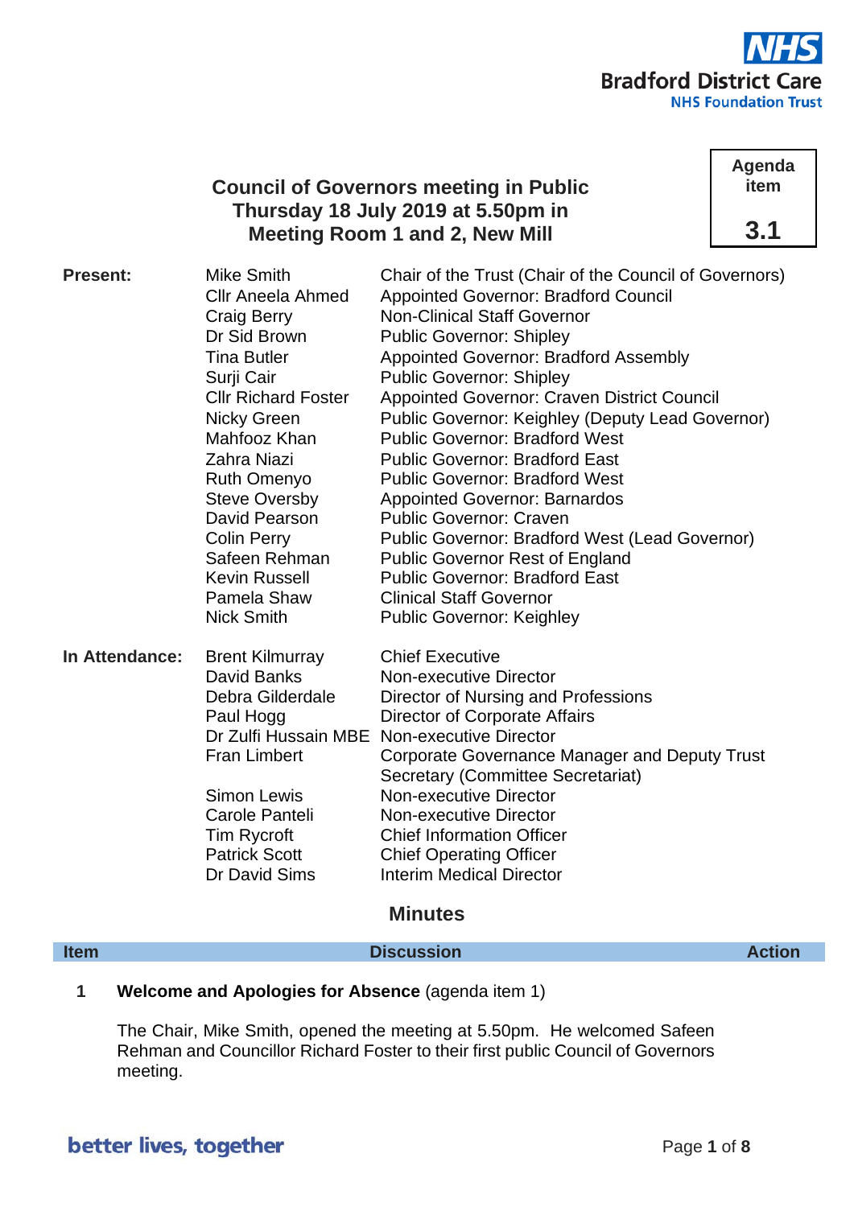NHS Bradford District Care NHS Foundation Trust

**Agenda item 3.1**

# Council of Governors meeting in Public
## Thursday 18 July 2019 at 5.50pm in Meeting Room 1 and 2, New Mill

| | | |
|---|---|---|
| **Present:** | Mike Smith | Chair of the Trust (Chair of the Council of Governors) |
| | Cllr Aneela Ahmed | Appointed Governor: Bradford Council |
| | Craig Berry | Non-Clinical Staff Governor |
| | Dr Sid Brown | Public Governor: Shipley |
| | Tina Butler | Appointed Governor: Bradford Assembly |
| | Surji Cair | Public Governor: Shipley |
| | Cllr Richard Foster | Appointed Governor: Craven District Council |
| | Nicky Green | Public Governor: Keighley (Deputy Lead Governor) |
| | Mahfooz Khan | Public Governor: Bradford West |
| | Zahra Niazi | Public Governor: Bradford East |
| | Ruth Omenyo | Public Governor: Bradford West |
| | Steve Oversby | Appointed Governor: Barnardos |
| | David Pearson | Public Governor: Craven |
| | Colin Perry | Public Governor: Bradford West (Lead Governor) |
| | Safeen Rehman | Public Governor Rest of England |
| | Kevin Russell | Public Governor: Bradford East |
| | Pamela Shaw | Clinical Staff Governor |
| | Nick Smith | Public Governor: Keighley |
| **In Attendance:** | Brent Kilmurray | Chief Executive |
| | David Banks | Non-executive Director |
| | Debra Gilderdale | Director of Nursing and Professions |
| | Paul Hogg | Director of Corporate Affairs |
| | Dr Zulfi Hussain MBE | Non-executive Director |
| | Fran Limbert | Corporate Governance Manager and Deputy Trust Secretary (Committee Secretariat) |
| | Simon Lewis | Non-executive Director |
| | Carole Panteli | Non-executive Director |
| | Tim Rycroft | Chief Information Officer |
| | Patrick Scott | Chief Operating Officer |
| | Dr David Sims | Interim Medical Director |

## Minutes

| Item | Discussion | Action |
|---|---|---|
| 1 | **Welcome and Apologies for Absence** (agenda item 1)<br><br>The Chair, Mike Smith, opened the meeting at 5.50pm. He welcomed Safeen Rehman and Councillor Richard Foster to their first public Council of Governors meeting. | |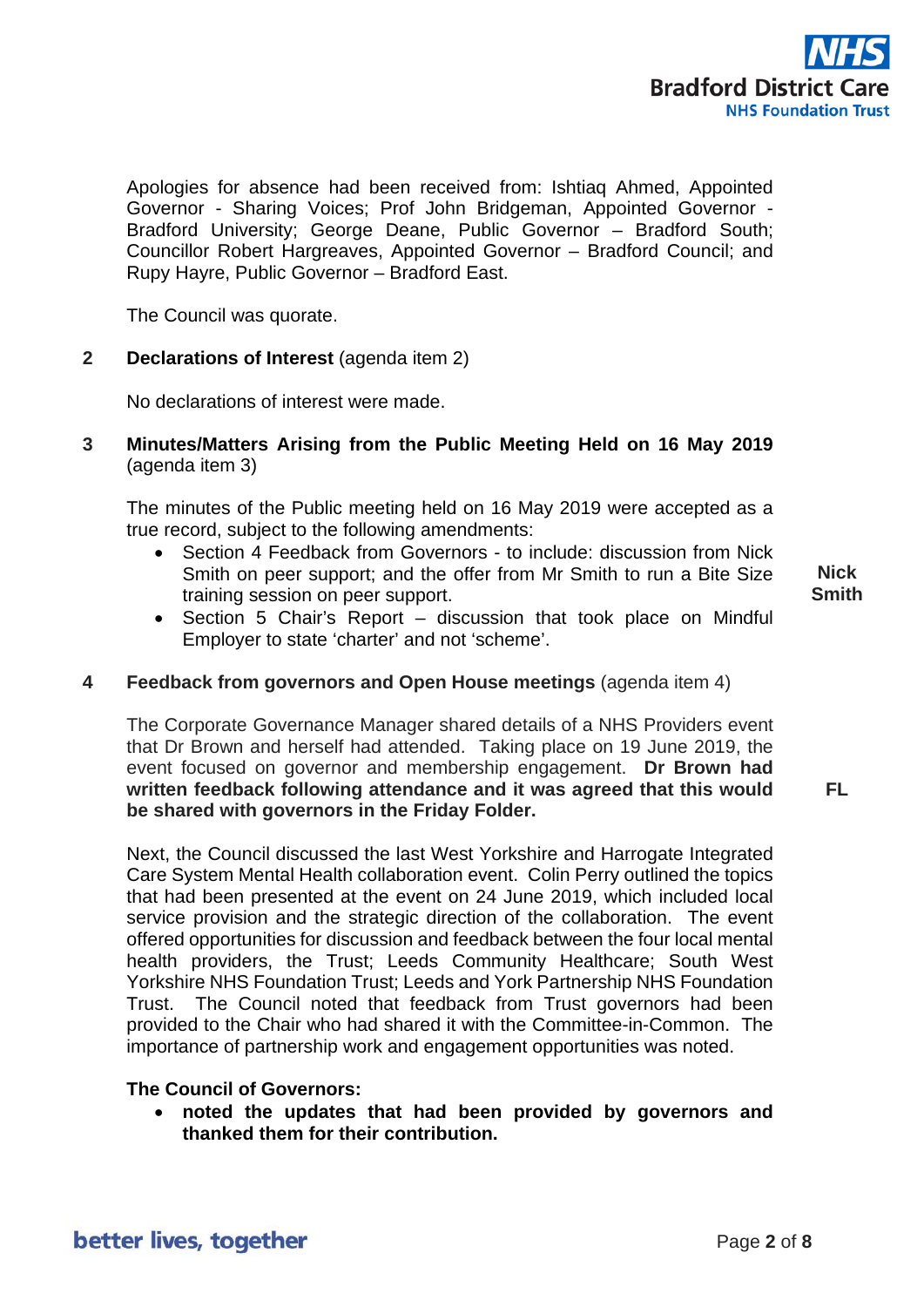Apologies for absence had been received from: Ishtiaq Ahmed, Appointed Governor - Sharing Voices; Prof John Bridgeman, Appointed Governor - Bradford University; George Deane, Public Governor – Bradford South; Councillor Robert Hargreaves, Appointed Governor – Bradford Council; and Rupy Hayre, Public Governor – Bradford East.

The Council was quorate.

## 2 **Declarations of Interest** (agenda item 2)

No declarations of interest were made.

## 3 **Minutes/Matters Arising from the Public Meeting Held on 16 May 2019** (agenda item 3)

The minutes of the Public meeting held on 16 May 2019 were accepted as a true record, subject to the following amendments:

- Section 4 Feedback from Governors - to include: discussion from Nick Smith on peer support; and the offer from Mr Smith to run a Bite Size training session on peer support. **Nick Smith**
- Section 5 Chair's Report – discussion that took place on Mindful Employer to state 'charter' and not 'scheme'.

## 4 **Feedback from governors and Open House meetings** (agenda item 4)

The Corporate Governance Manager shared details of a NHS Providers event that Dr Brown and herself had attended. Taking place on 19 June 2019, the event focused on governor and membership engagement. **Dr Brown had written feedback following attendance and it was agreed that this would be shared with governors in the Friday Folder.** **FL**

Next, the Council discussed the last West Yorkshire and Harrogate Integrated Care System Mental Health collaboration event. Colin Perry outlined the topics that had been presented at the event on 24 June 2019, which included local service provision and the strategic direction of the collaboration. The event offered opportunities for discussion and feedback between the four local mental health providers, the Trust; Leeds Community Healthcare; South West Yorkshire NHS Foundation Trust; Leeds and York Partnership NHS Foundation Trust. The Council noted that feedback from Trust governors had been provided to the Chair who had shared it with the Committee-in-Common. The importance of partnership work and engagement opportunities was noted.

**The Council of Governors:**

- **noted the updates that had been provided by governors and thanked them for their contribution.**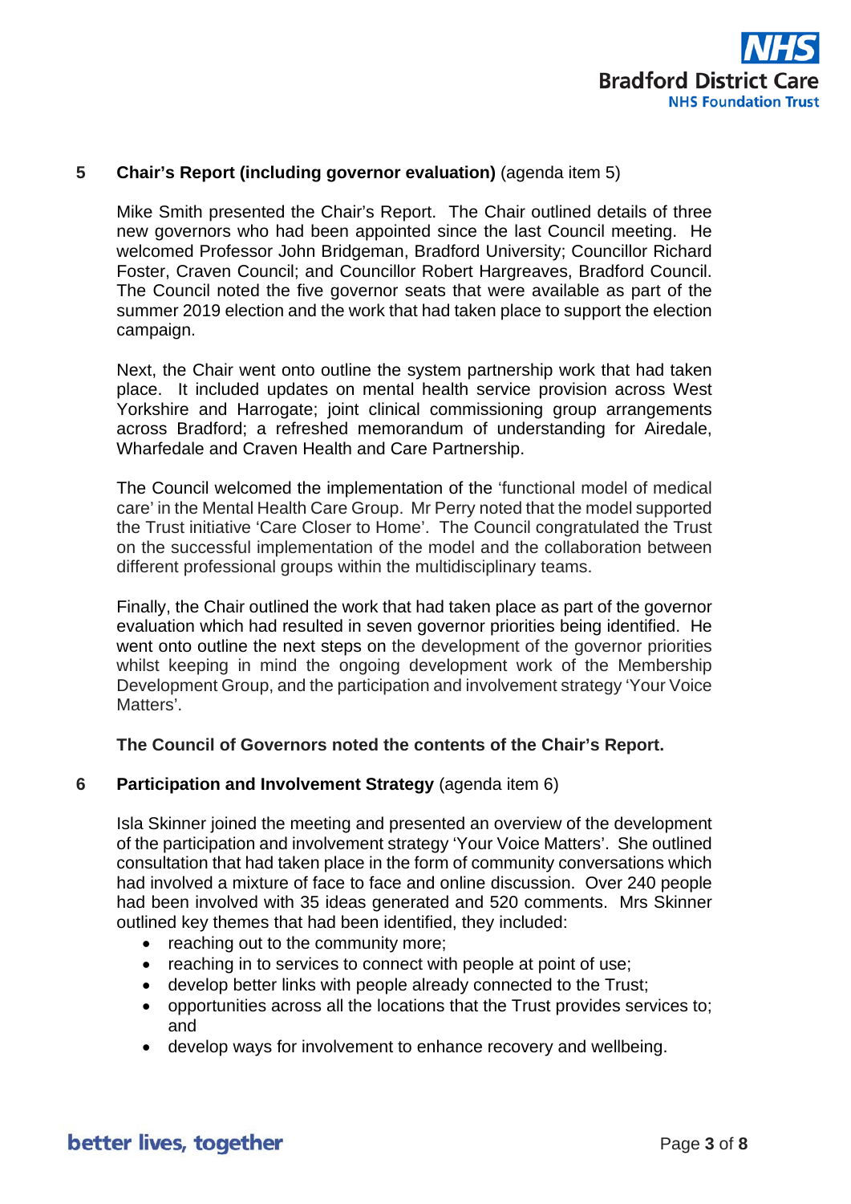**5 Chair's Report (including governor evaluation)** (agenda item 5)

Mike Smith presented the Chair's Report. The Chair outlined details of three new governors who had been appointed since the last Council meeting. He welcomed Professor John Bridgeman, Bradford University; Councillor Richard Foster, Craven Council; and Councillor Robert Hargreaves, Bradford Council. The Council noted the five governor seats that were available as part of the summer 2019 election and the work that had taken place to support the election campaign.

Next, the Chair went onto outline the system partnership work that had taken place. It included updates on mental health service provision across West Yorkshire and Harrogate; joint clinical commissioning group arrangements across Bradford; a refreshed memorandum of understanding for Airedale, Wharfedale and Craven Health and Care Partnership.

The Council welcomed the implementation of the 'functional model of medical care' in the Mental Health Care Group. Mr Perry noted that the model supported the Trust initiative 'Care Closer to Home'. The Council congratulated the Trust on the successful implementation of the model and the collaboration between different professional groups within the multidisciplinary teams.

Finally, the Chair outlined the work that had taken place as part of the governor evaluation which had resulted in seven governor priorities being identified. He went onto outline the next steps on the development of the governor priorities whilst keeping in mind the ongoing development work of the Membership Development Group, and the participation and involvement strategy 'Your Voice Matters'.

**The Council of Governors noted the contents of the Chair's Report.**

**6 Participation and Involvement Strategy** (agenda item 6)

Isla Skinner joined the meeting and presented an overview of the development of the participation and involvement strategy 'Your Voice Matters'. She outlined consultation that had taken place in the form of community conversations which had involved a mixture of face to face and online discussion. Over 240 people had been involved with 35 ideas generated and 520 comments. Mrs Skinner outlined key themes that had been identified, they included:

- reaching out to the community more;
- reaching in to services to connect with people at point of use;
- develop better links with people already connected to the Trust;
- opportunities across all the locations that the Trust provides services to; and
- develop ways for involvement to enhance recovery and wellbeing.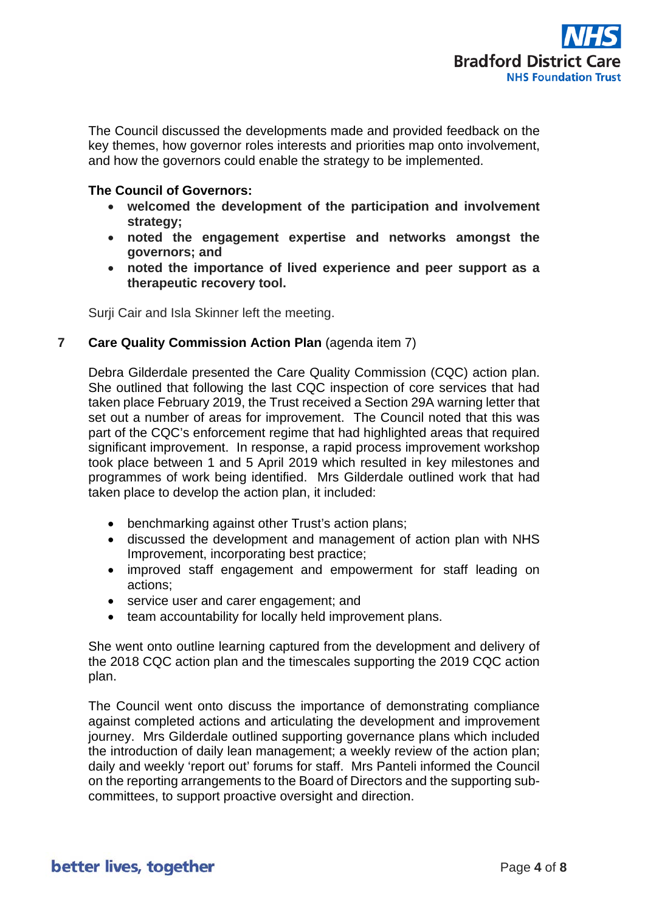The Council discussed the developments made and provided feedback on the key themes, how governor roles interests and priorities map onto involvement, and how the governors could enable the strategy to be implemented.

**The Council of Governors:**

- **welcomed the development of the participation and involvement strategy;**
- **noted the engagement expertise and networks amongst the governors; and**
- **noted the importance of lived experience and peer support as a therapeutic recovery tool.**

Surji Cair and Isla Skinner left the meeting.

**7 Care Quality Commission Action Plan** (agenda item 7)

Debra Gilderdale presented the Care Quality Commission (CQC) action plan. She outlined that following the last CQC inspection of core services that had taken place February 2019, the Trust received a Section 29A warning letter that set out a number of areas for improvement. The Council noted that this was part of the CQC's enforcement regime that had highlighted areas that required significant improvement. In response, a rapid process improvement workshop took place between 1 and 5 April 2019 which resulted in key milestones and programmes of work being identified. Mrs Gilderdale outlined work that had taken place to develop the action plan, it included:

- benchmarking against other Trust's action plans;
- discussed the development and management of action plan with NHS Improvement, incorporating best practice;
- improved staff engagement and empowerment for staff leading on actions;
- service user and carer engagement; and
- team accountability for locally held improvement plans.

She went onto outline learning captured from the development and delivery of the 2018 CQC action plan and the timescales supporting the 2019 CQC action plan.

The Council went onto discuss the importance of demonstrating compliance against completed actions and articulating the development and improvement journey. Mrs Gilderdale outlined supporting governance plans which included the introduction of daily lean management; a weekly review of the action plan; daily and weekly 'report out' forums for staff. Mrs Panteli informed the Council on the reporting arrangements to the Board of Directors and the supporting sub-committees, to support proactive oversight and direction.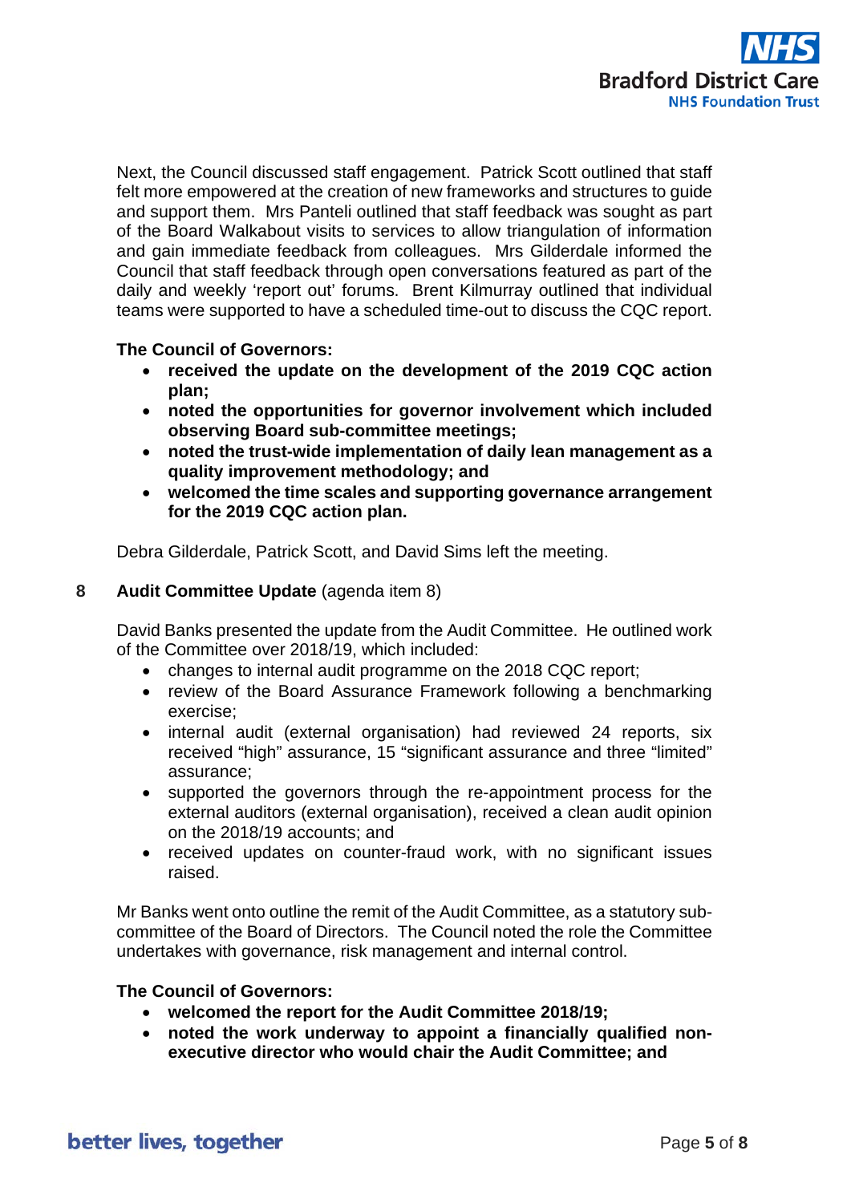Next, the Council discussed staff engagement. Patrick Scott outlined that staff felt more empowered at the creation of new frameworks and structures to guide and support them. Mrs Panteli outlined that staff feedback was sought as part of the Board Walkabout visits to services to allow triangulation of information and gain immediate feedback from colleagues. Mrs Gilderdale informed the Council that staff feedback through open conversations featured as part of the daily and weekly 'report out' forums. Brent Kilmurray outlined that individual teams were supported to have a scheduled time-out to discuss the CQC report.

**The Council of Governors:**

- **received the update on the development of the 2019 CQC action plan;**
- **noted the opportunities for governor involvement which included observing Board sub-committee meetings;**
- **noted the trust-wide implementation of daily lean management as a quality improvement methodology; and**
- **welcomed the time scales and supporting governance arrangement for the 2019 CQC action plan.**

Debra Gilderdale, Patrick Scott, and David Sims left the meeting.

## 8 **Audit Committee Update** (agenda item 8)

David Banks presented the update from the Audit Committee. He outlined work of the Committee over 2018/19, which included:

- changes to internal audit programme on the 2018 CQC report;
- review of the Board Assurance Framework following a benchmarking exercise;
- internal audit (external organisation) had reviewed 24 reports, six received "high" assurance, 15 "significant assurance and three "limited" assurance;
- supported the governors through the re-appointment process for the external auditors (external organisation), received a clean audit opinion on the 2018/19 accounts; and
- received updates on counter-fraud work, with no significant issues raised.

Mr Banks went onto outline the remit of the Audit Committee, as a statutory sub-committee of the Board of Directors. The Council noted the role the Committee undertakes with governance, risk management and internal control.

**The Council of Governors:**

- **welcomed the report for the Audit Committee 2018/19;**
- **noted the work underway to appoint a financially qualified non-executive director who would chair the Audit Committee; and**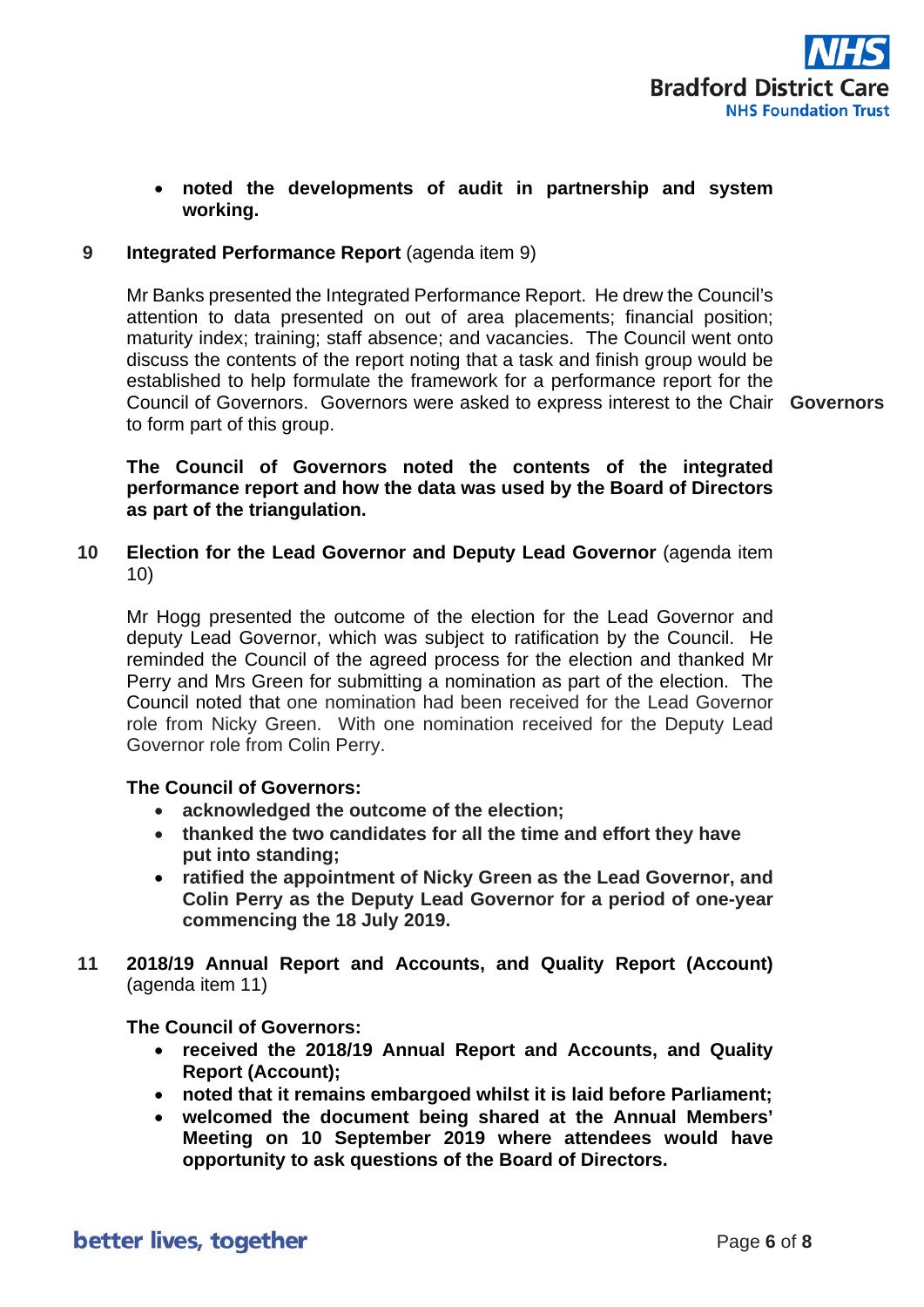- **noted the developments of audit in partnership and system working.**

**9 Integrated Performance Report** (agenda item 9)

Mr Banks presented the Integrated Performance Report. He drew the Council's attention to data presented on out of area placements; financial position; maturity index; training; staff absence; and vacancies. The Council went onto discuss the contents of the report noting that a task and finish group would be established to help formulate the framework for a performance report for the Council of Governors. Governors were asked to express interest to the Chair to form part of this group. **Governors**

**The Council of Governors noted the contents of the integrated performance report and how the data was used by the Board of Directors as part of the triangulation.**

**10 Election for the Lead Governor and Deputy Lead Governor** (agenda item 10)

Mr Hogg presented the outcome of the election for the Lead Governor and deputy Lead Governor, which was subject to ratification by the Council. He reminded the Council of the agreed process for the election and thanked Mr Perry and Mrs Green for submitting a nomination as part of the election. The Council noted that one nomination had been received for the Lead Governor role from Nicky Green. With one nomination received for the Deputy Lead Governor role from Colin Perry.

**The Council of Governors:**

- **acknowledged the outcome of the election;**
- **thanked the two candidates for all the time and effort they have put into standing;**
- **ratified the appointment of Nicky Green as the Lead Governor, and Colin Perry as the Deputy Lead Governor for a period of one-year commencing the 18 July 2019.**

**11 2018/19 Annual Report and Accounts, and Quality Report (Account)** (agenda item 11)

**The Council of Governors:**

- **received the 2018/19 Annual Report and Accounts, and Quality Report (Account);**
- **noted that it remains embargoed whilst it is laid before Parliament;**
- **welcomed the document being shared at the Annual Members' Meeting on 10 September 2019 where attendees would have opportunity to ask questions of the Board of Directors.**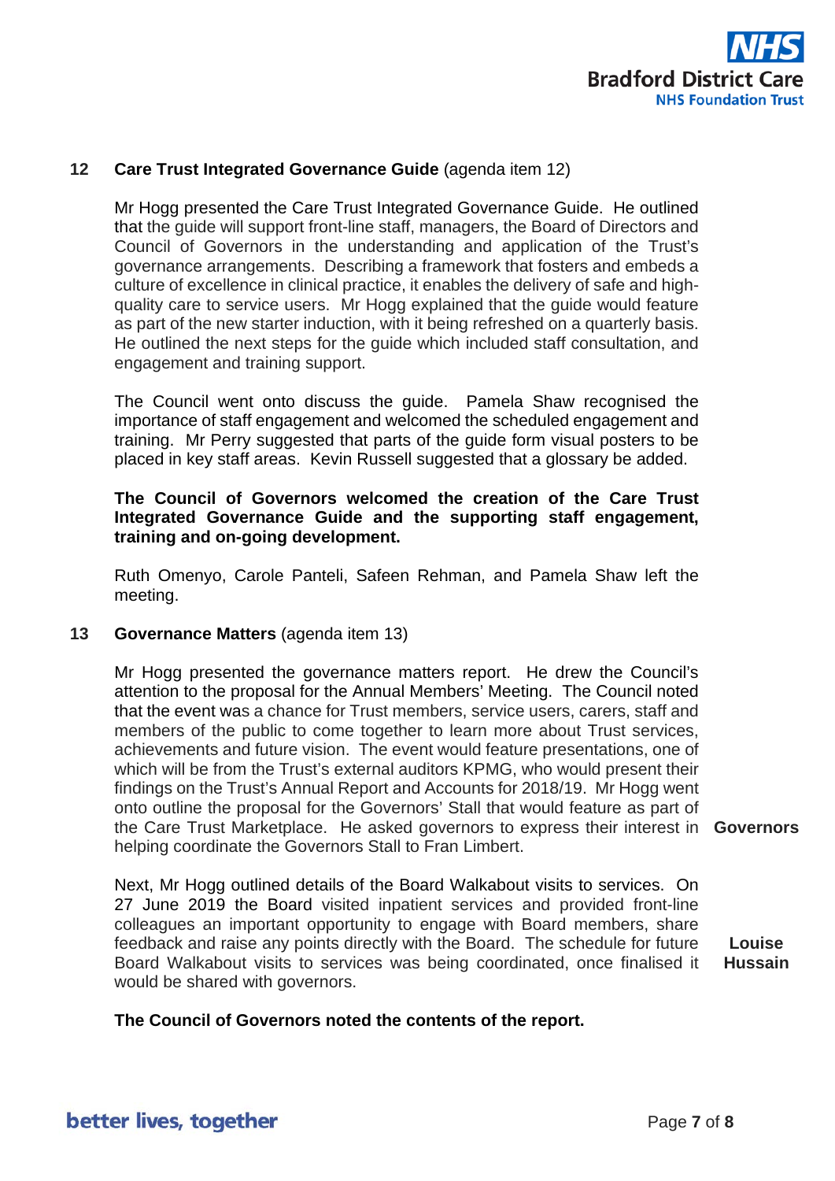## 12 **Care Trust Integrated Governance Guide** (agenda item 12)

Mr Hogg presented the Care Trust Integrated Governance Guide. He outlined that the guide will support front-line staff, managers, the Board of Directors and Council of Governors in the understanding and application of the Trust's governance arrangements. Describing a framework that fosters and embeds a culture of excellence in clinical practice, it enables the delivery of safe and high-quality care to service users. Mr Hogg explained that the guide would feature as part of the new starter induction, with it being refreshed on a quarterly basis. He outlined the next steps for the guide which included staff consultation, and engagement and training support.

The Council went onto discuss the guide. Pamela Shaw recognised the importance of staff engagement and welcomed the scheduled engagement and training. Mr Perry suggested that parts of the guide form visual posters to be placed in key staff areas. Kevin Russell suggested that a glossary be added.

**The Council of Governors welcomed the creation of the Care Trust Integrated Governance Guide and the supporting staff engagement, training and on-going development.**

Ruth Omenyo, Carole Panteli, Safeen Rehman, and Pamela Shaw left the meeting.

## 13 **Governance Matters** (agenda item 13)

Mr Hogg presented the governance matters report. He drew the Council's attention to the proposal for the Annual Members' Meeting. The Council noted that the event was a chance for Trust members, service users, carers, staff and members of the public to come together to learn more about Trust services, achievements and future vision. The event would feature presentations, one of which will be from the Trust's external auditors KPMG, who would present their findings on the Trust's Annual Report and Accounts for 2018/19. Mr Hogg went onto outline the proposal for the Governors' Stall that would feature as part of the Care Trust Marketplace. He asked governors to express their interest in helping coordinate the Governors Stall to Fran Limbert. **Governors**

Next, Mr Hogg outlined details of the Board Walkabout visits to services. On 27 June 2019 the Board visited inpatient services and provided front-line colleagues an important opportunity to engage with Board members, share feedback and raise any points directly with the Board. The schedule for future Board Walkabout visits to services was being coordinated, once finalised it would be shared with governors. **Louise Hussain**

**The Council of Governors noted the contents of the report.**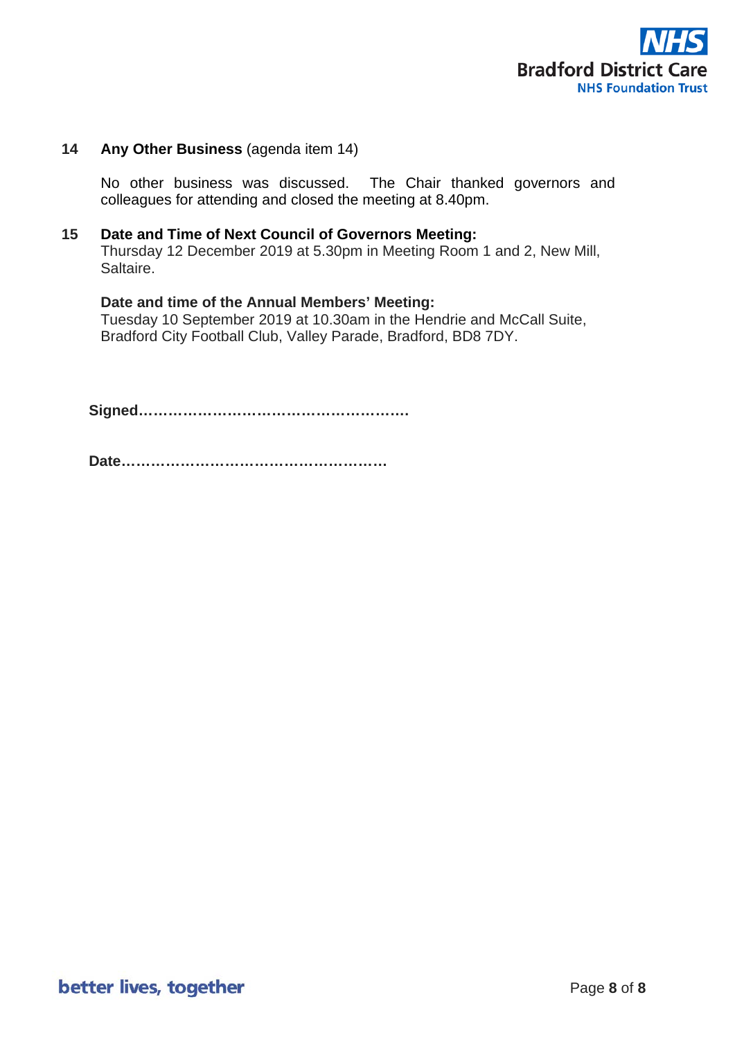**14 Any Other Business** (agenda item 14)

No other business was discussed. The Chair thanked governors and colleagues for attending and closed the meeting at 8.40pm.

**15 Date and Time of Next Council of Governors Meeting:**
Thursday 12 December 2019 at 5.30pm in Meeting Room 1 and 2, New Mill, Saltaire.

**Date and time of the Annual Members' Meeting:**
Tuesday 10 September 2019 at 10.30am in the Hendrie and McCall Suite, Bradford City Football Club, Valley Parade, Bradford, BD8 7DY.

**Signed……………………………………………….**

**Date………………………………………………**